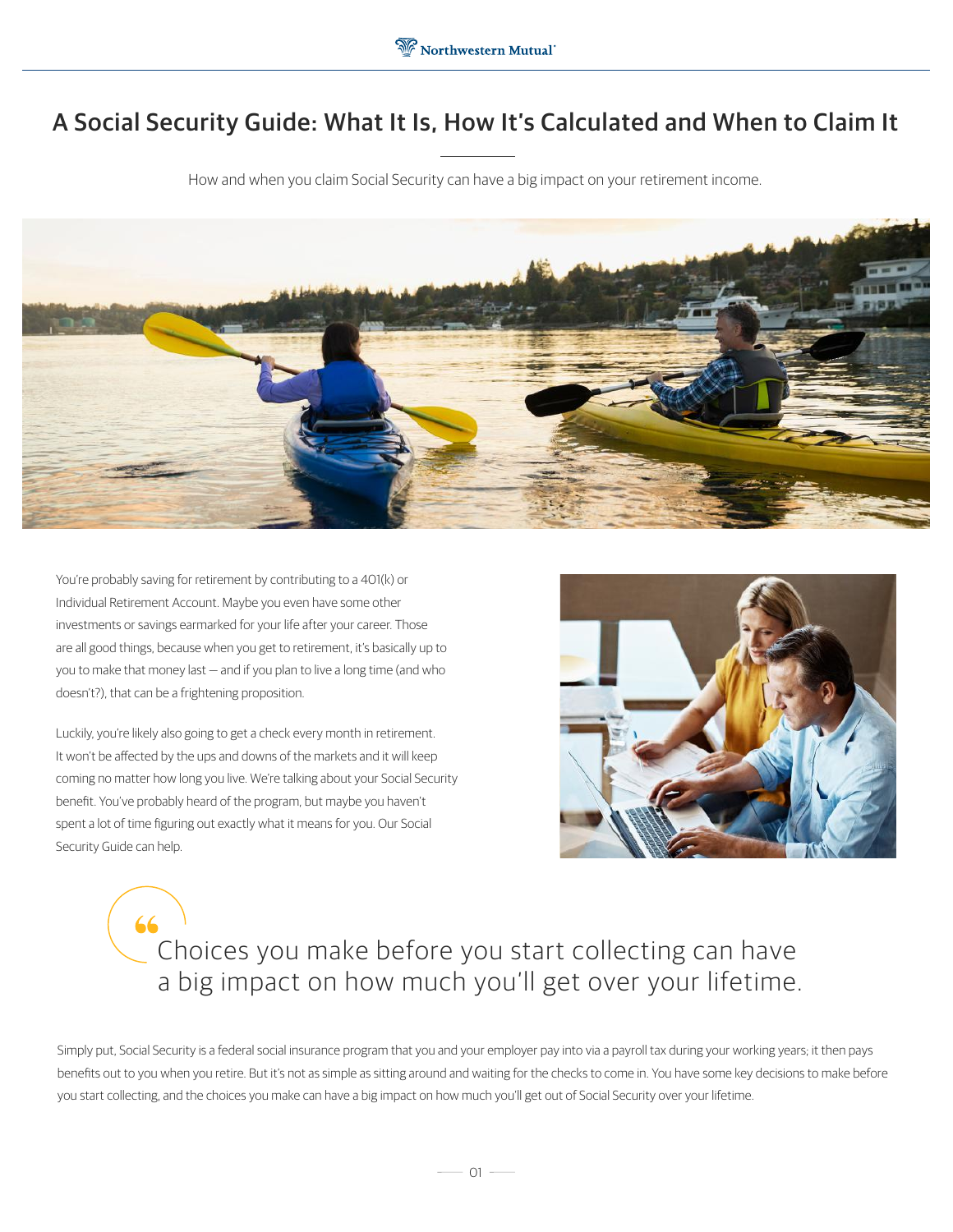# A Social Security Guide: What It Is, How It's Calculated and When to Claim It

How and when you claim Social Security can have a big impact on your retirement income.

You're probably saving for retirement by contributing to a 401(k) or Individual Retirement Account. Maybe you even have some other investments or savings earmarked for your life after your career. Those are all good things, because when you get to retirement, it's basically up to you to make that money last — and if you plan to live a long time (and who doesn't?), that can be a frightening proposition.

Luckily, you're likely also going to get a check every month in retirement. It won't be affected by the ups and downs of the markets and it will keep coming no matter how long you live. We're talking about your Social Security benefit. You've probably heard of the program, but maybe you haven't spent a lot of time figuring out exactly what it means for you. Our Social Security Guide can help.

> Choices you make before you start collecting can have a big impact on how much you'll get over your lifetime.

Simply put, Social Security is a federal social insurance program that you and your employer pay into via a payroll tax during your working years; it then pays benefits out to you when you retire. But it's not as simple as sitting around and waiting for the checks to come in. You have some key decisions to make before you start collecting, and the choices you make can have a big impact on how much you'll get out of Social Security over your lifetime.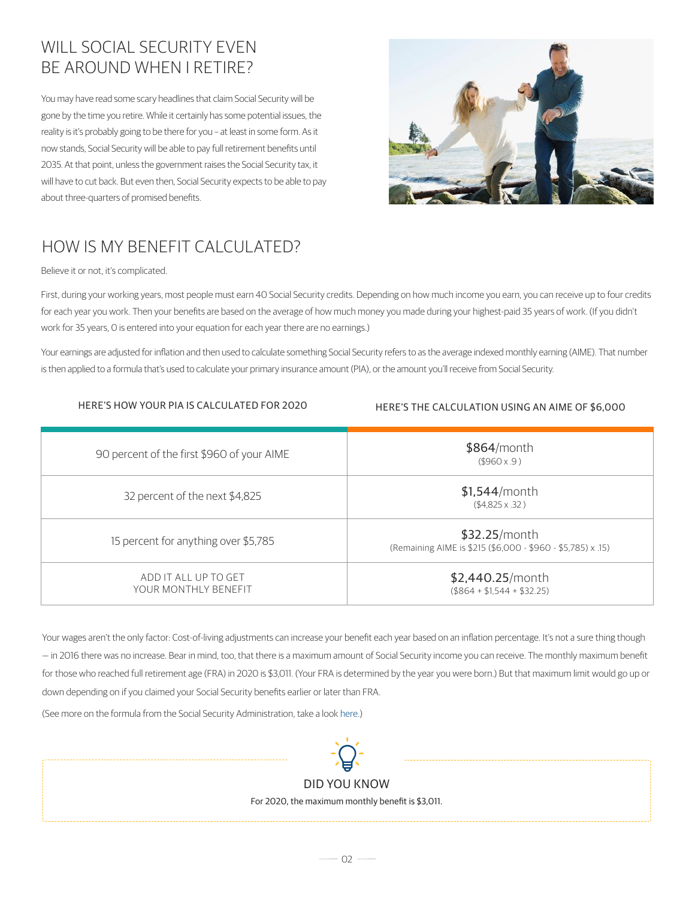## WILL SOCIAL SECURITY EVEN BE AROUND WHEN I RETIRE?

You may have read some scary headlines that claim Social Security will be gone by the time you retire. While it certainly has some potential issues, the reality is it's probably going to be there for you – at least in some form. As it now stands, Social Security will be able to pay full retirement benefits until 2035. At that point, unless the government raises the Social Security tax, it will have to cut back. But even then, Social Security expects to be able to pay about three-quarters of promised benefits.

## HOW IS MY BENEFIT CALCULATED?

Believe it or not, it's complicated.

First, during your working years, most people must earn 40 Social Security credits. Depending on how much income you earn, you can receive up to four credits for each year you work. Then your benefits are based on the average of how much money you made during your highest-paid 35 years of work. (If you didn't work for 35 years, 0 is entered into your equation for each year there are no earnings.)

Your earnings are adjusted for inflation and then used to calculate something Social Security refers to as the average indexed monthly earning (AIME). That number is then applied to a formula that's used to calculate your primary insurance amount (PIA), or the amount you'll receive from Social Security.

| HERE'S HOW YOUR PIA IS CALCULATED FOR 2020 | HERE'S THE CALCULATION USING AN AIME OF $6,000 |
|---|---|
| 90 percent of the first $960 of your AIME | $864/month ($960 x .9 ) |
| 32 percent of the next $4,825 | $1,544/month ($4,825 x .32 ) |
| 15 percent for anything over $5,785 | $32.25/month (Remaining AIME is $215 ($6,000 - $960 - $5,785) x .15) |
| ADD IT ALL UP TO GET YOUR MONTHLY BENEFIT | $2,440.25/month ($864 + $1,544 + $32.25) |

Your wages aren't the only factor: Cost-of-living adjustments can increase your benefit each year based on an inflation percentage. It's not a sure thing though — in 2016 there was no increase. Bear in mind, too, that there is a maximum amount of Social Security income you can receive. The monthly maximum benefit for those who reached full retirement age (FRA) in 2020 is $3,011. (Your FRA is determined by the year you were born.) But that maximum limit would go up or down depending on if you claimed your Social Security benefits earlier or later than FRA.

(See more on the formula from the Social Security Administration, take a look here.)

**DID YOU KNOW**

For 2020, the maximum monthly benefit is $3,011.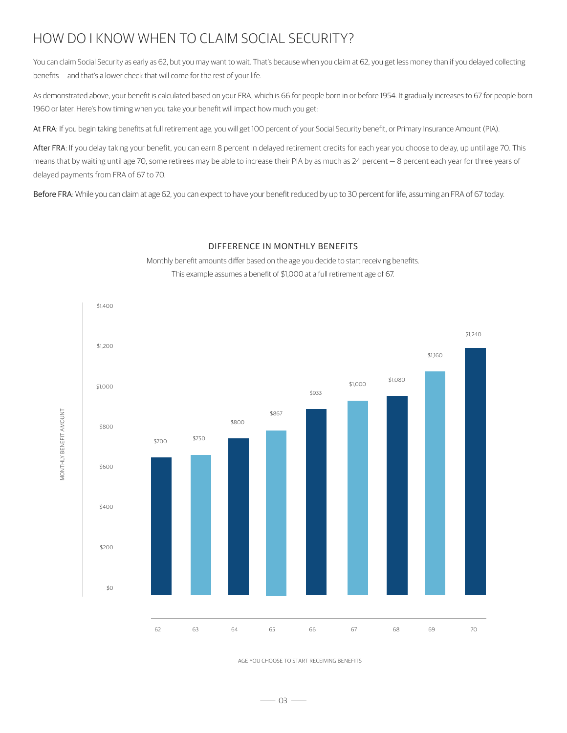# HOW DO I KNOW WHEN TO CLAIM SOCIAL SECURITY?

You can claim Social Security as early as 62, but you may want to wait. That's because when you claim at 62, you get less money than if you delayed collecting benefits — and that's a lower check that will come for the rest of your life.

As demonstrated above, your benefit is calculated based on your FRA, which is 66 for people born in or before 1954. It gradually increases to 67 for people born 1960 or later. Here's how timing when you take your benefit will impact how much you get:

**At FRA**: If you begin taking benefits at full retirement age, you will get 100 percent of your Social Security benefit, or Primary Insurance Amount (PIA).

**After FRA**: If you delay taking your benefit, you can earn 8 percent in delayed retirement credits for each year you choose to delay, up until age 70. This means that by waiting until age 70, some retirees may be able to increase their PIA by as much as 24 percent — 8 percent each year for three years of delayed payments from FRA of 67 to 70.

**Before FRA**: While you can claim at age 62, you can expect to have your benefit reduced by up to 30 percent for life, assuming an FRA of 67 today.

## DIFFERENCE IN MONTHLY BENEFITS

Monthly benefit amounts differ based on the age you decide to start receiving benefits.
This example assumes a benefit of $1,000 at a full retirement age of 67.

| AGE YOU CHOOSE TO START RECEIVING BENEFITS | MONTHLY BENEFIT AMOUNT |
| --- | --- |
| 62 | $700 |
| 63 | $750 |
| 64 | $800 |
| 65 | $867 |
| 66 | $933 |
| 67 | $1,000 |
| 68 | $1,080 |
| 69 | $1,160 |
| 70 | $1,240 |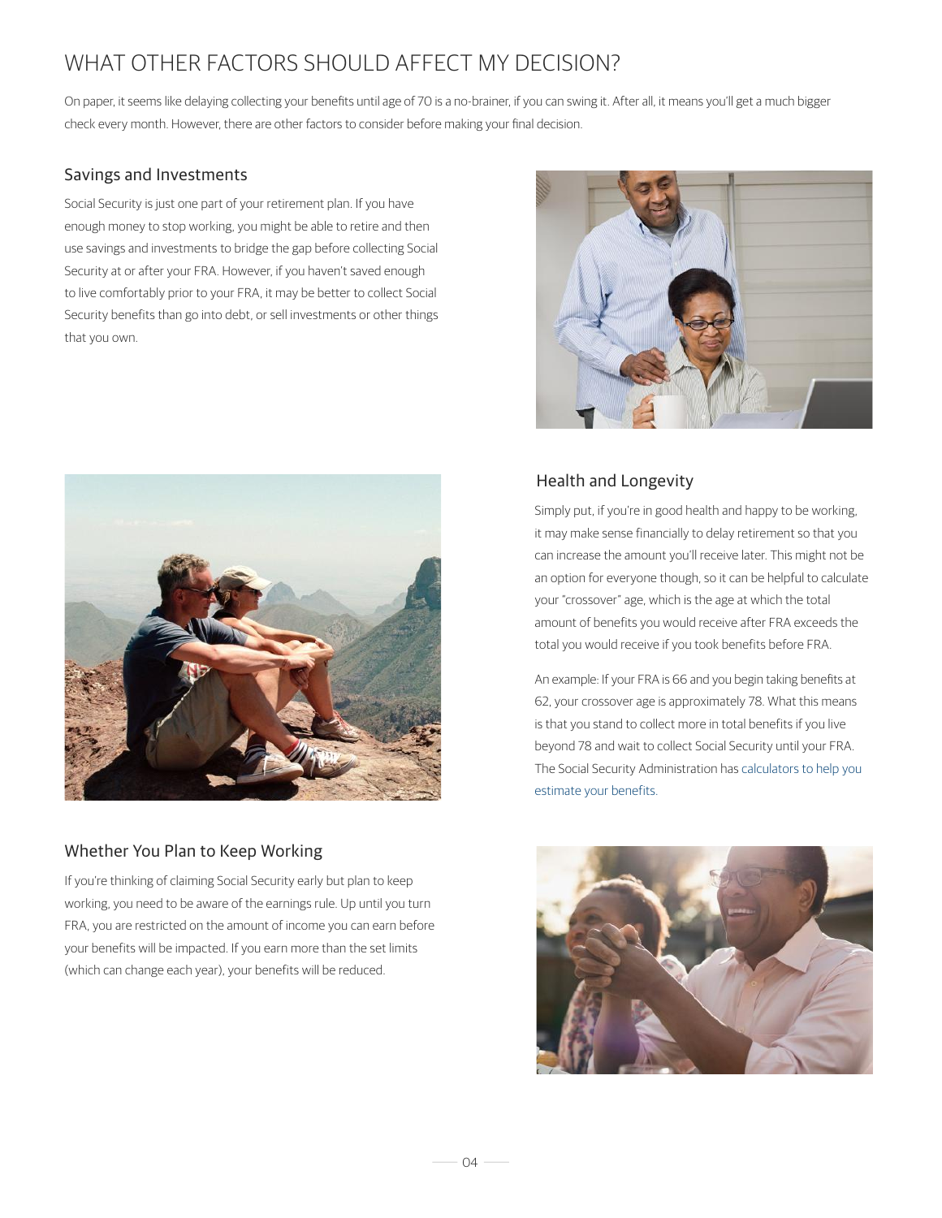# WHAT OTHER FACTORS SHOULD AFFECT MY DECISION?

On paper, it seems like delaying collecting your benefits until age of 70 is a no-brainer, if you can swing it. After all, it means you'll get a much bigger check every month. However, there are other factors to consider before making your final decision.

## Savings and Investments

Social Security is just one part of your retirement plan. If you have enough money to stop working, you might be able to retire and then use savings and investments to bridge the gap before collecting Social Security at or after your FRA. However, if you haven't saved enough to live comfortably prior to your FRA, it may be better to collect Social Security benefits than go into debt, or sell investments or other things that you own.

## Health and Longevity

Simply put, if you're in good health and happy to be working, it may make sense financially to delay retirement so that you can increase the amount you'll receive later. This might not be an option for everyone though, so it can be helpful to calculate your "crossover" age, which is the age at which the total amount of benefits you would receive after FRA exceeds the total you would receive if you took benefits before FRA.

An example: If your FRA is 66 and you begin taking benefits at 62, your crossover age is approximately 78. What this means is that you stand to collect more in total benefits if you live beyond 78 and wait to collect Social Security until your FRA. The Social Security Administration has calculators to help you estimate your benefits.

## Whether You Plan to Keep Working

If you're thinking of claiming Social Security early but plan to keep working, you need to be aware of the earnings rule. Up until you turn FRA, you are restricted on the amount of income you can earn before your benefits will be impacted. If you earn more than the set limits (which can change each year), your benefits will be reduced.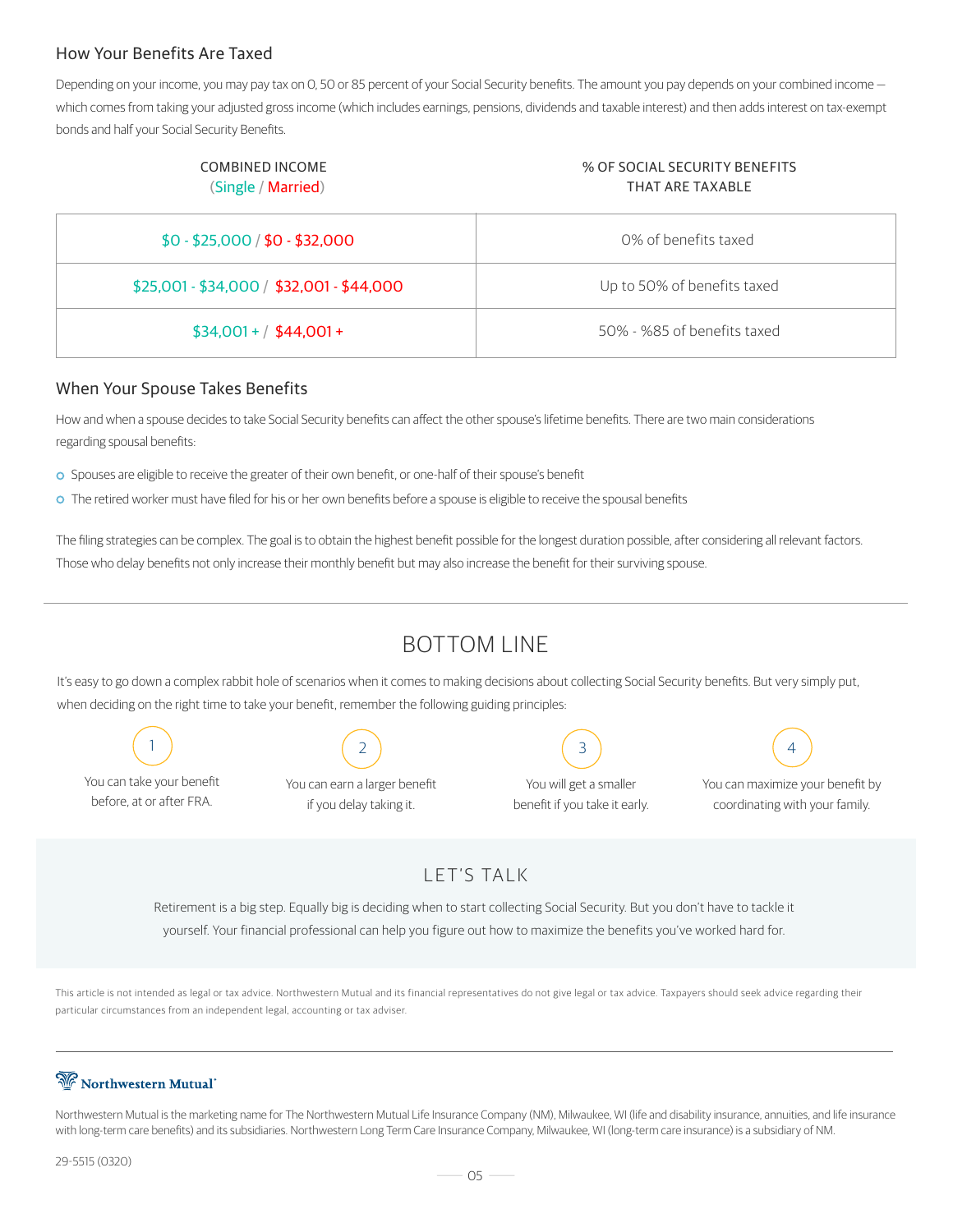## How Your Benefits Are Taxed

Depending on your income, you may pay tax on 0, 50 or 85 percent of your Social Security benefits. The amount you pay depends on your combined income — which comes from taking your adjusted gross income (which includes earnings, pensions, dividends and taxable interest) and then adds interest on tax-exempt bonds and half your Social Security Benefits.

| COMBINED INCOME (Single / Married) | % OF SOCIAL SECURITY BENEFITS THAT ARE TAXABLE |
|---|---|
| $0 - $25,000 / $0 - $32,000 | 0% of benefits taxed |
| $25,001 - $34,000 / $32,001 - $44,000 | Up to 50% of benefits taxed |
| $34,001 + / $44,001 + | 50% - %85 of benefits taxed |

## When Your Spouse Takes Benefits

How and when a spouse decides to take Social Security benefits can affect the other spouse's lifetime benefits. There are two main considerations regarding spousal benefits:

- Spouses are eligible to receive the greater of their own benefit, or one-half of their spouse's benefit
- The retired worker must have filed for his or her own benefits before a spouse is eligible to receive the spousal benefits

The filing strategies can be complex. The goal is to obtain the highest benefit possible for the longest duration possible, after considering all relevant factors. Those who delay benefits not only increase their monthly benefit but may also increase the benefit for their surviving spouse.

# BOTTOM LINE

It's easy to go down a complex rabbit hole of scenarios when it comes to making decisions about collecting Social Security benefits. But very simply put, when deciding on the right time to take your benefit, remember the following guiding principles:

1. You can take your benefit before, at or after FRA.
2. You can earn a larger benefit if you delay taking it.
3. You will get a smaller benefit if you take it early.
4. You can maximize your benefit by coordinating with your family.

## LET'S TALK

Retirement is a big step. Equally big is deciding when to start collecting Social Security. But you don't have to tackle it yourself. Your financial professional can help you figure out how to maximize the benefits you've worked hard for.

This article is not intended as legal or tax advice. Northwestern Mutual and its financial representatives do not give legal or tax advice. Taxpayers should seek advice regarding their particular circumstances from an independent legal, accounting or tax adviser.

Northwestern Mutual

Northwestern Mutual is the marketing name for The Northwestern Mutual Life Insurance Company (NM), Milwaukee, WI (life and disability insurance, annuities, and life insurance with long-term care benefits) and its subsidiaries. Northwestern Long Term Care Insurance Company, Milwaukee, WI (long-term care insurance) is a subsidiary of NM.

29-5515 (0320)